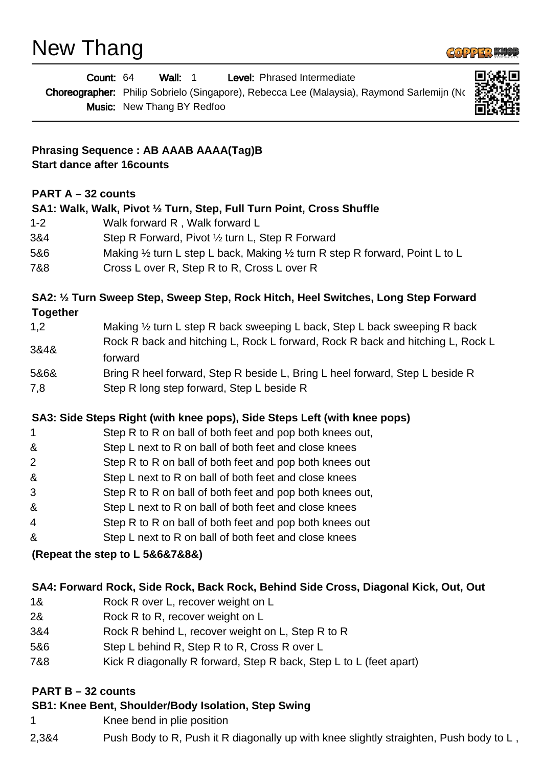# New Thang

**Count:** 64 **Wall:** 1 **Level:** Phrased Intermediate

**Choreographer:** Philip Sobrielo (Singapore), Rebecca Lee (Malaysia), Raymond Sarlemijn (No

**Music:** New Thang BY Redfoo

**Phrasing Sequence : AB AAAB AAAA(Tag)B**
**Start dance after 16counts**

**PART A – 32 counts**

**SA1: Walk, Walk, Pivot ½ Turn, Step, Full Turn Point, Cross Shuffle**

| | |
|---|---|
| 1-2 | Walk forward R , Walk forward L |
| 3&4 | Step R Forward, Pivot ½ turn L, Step R Forward |
| 5&6 | Making ½ turn L step L back, Making ½ turn R step R forward, Point L to L |
| 7&8 | Cross L over R, Step R to R, Cross L over R |

**SA2: ½ Turn Sweep Step, Sweep Step, Rock Hitch, Heel Switches, Long Step Forward Together**

| | |
|---|---|
| 1,2 | Making ½ turn L step R back sweeping L back, Step L back sweeping R back |
| 3&4& | Rock R back and hitching L, Rock L forward, Rock R back and hitching L, Rock L forward |
| 5&6& | Bring R heel forward, Step R beside L, Bring L heel forward, Step L beside R |
| 7,8 | Step R long step forward, Step L beside R |

**SA3: Side Steps Right (with knee pops), Side Steps Left (with knee pops)**

| | |
|---|---|
| 1 | Step R to R on ball of both feet and pop both knees out, |
| & | Step L next to R on ball of both feet and close knees |
| 2 | Step R to R on ball of both feet and pop both knees out |
| & | Step L next to R on ball of both feet and close knees |
| 3 | Step R to R on ball of both feet and pop both knees out, |
| & | Step L next to R on ball of both feet and close knees |
| 4 | Step R to R on ball of both feet and pop both knees out |
| & | Step L next to R on ball of both feet and close knees |

**(Repeat the step to L 5&6&7&8&)**

**SA4: Forward Rock, Side Rock, Back Rock, Behind Side Cross, Diagonal Kick, Out, Out**

| | |
|---|---|
| 1& | Rock R over L, recover weight on L |
| 2& | Rock R to R, recover weight on L |
| 3&4 | Rock R behind L, recover weight on L, Step R to R |
| 5&6 | Step L behind R, Step R to R, Cross R over L |
| 7&8 | Kick R diagonally R forward, Step R back, Step L to L (feet apart) |

**PART B – 32 counts**

**SB1: Knee Bent, Shoulder/Body Isolation, Step Swing**

| | |
|---|---|
| 1 | Knee bend in plie position |
| 2,3&4 | Push Body to R, Push it R diagonally up with knee slightly straighten, Push body to L , |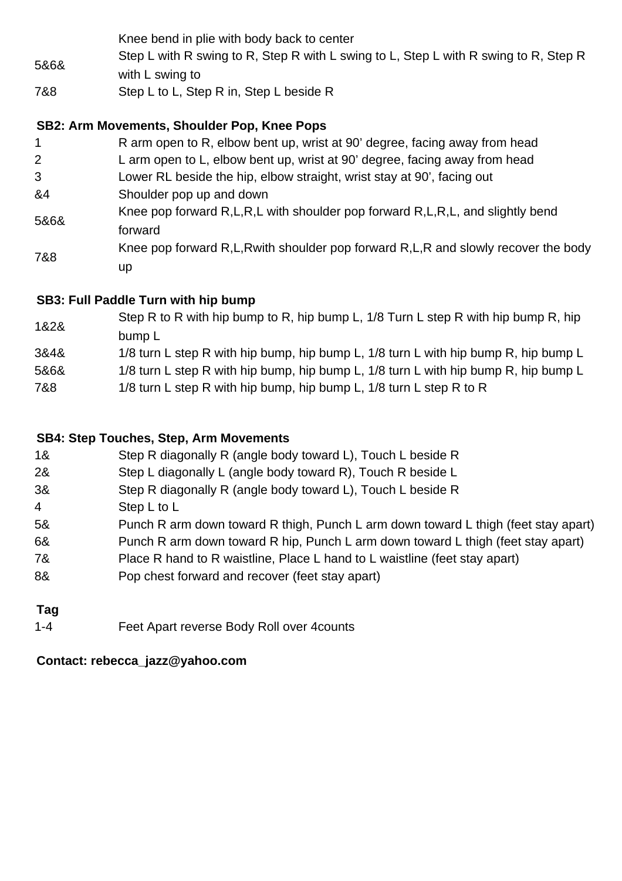|  |  |
|---|---|
|  | Knee bend in plie with body back to center |
| 5&6& | Step L with R swing to R, Step R with L swing to L, Step L with R swing to R, Step R with L swing to |
| 7&8 | Step L to L, Step R in, Step L beside R |

**SB2: Arm Movements, Shoulder Pop, Knee Pops**

|  |  |
|---|---|
| 1 | R arm open to R, elbow bent up, wrist at 90' degree, facing away from head |
| 2 | L arm open to L, elbow bent up, wrist at 90' degree, facing away from head |
| 3 | Lower RL beside the hip, elbow straight, wrist stay at 90', facing out |
| &4 | Shoulder pop up and down |
| 5&6& | Knee pop forward R,L,R,L with shoulder pop forward R,L,R,L, and slightly bend forward |
| 7&8 | Knee pop forward R,L,Rwith shoulder pop forward R,L,R and slowly recover the body up |

**SB3: Full Paddle Turn with hip bump**

|  |  |
|---|---|
| 1&2& | Step R to R with hip bump to R, hip bump L, 1/8 Turn L step R with hip bump R, hip bump L |
| 3&4& | 1/8 turn L step R with hip bump, hip bump L, 1/8 turn L with hip bump R, hip bump L |
| 5&6& | 1/8 turn L step R with hip bump, hip bump L, 1/8 turn L with hip bump R, hip bump L |
| 7&8 | 1/8 turn L step R with hip bump, hip bump L, 1/8 turn L step R to R |

**SB4: Step Touches, Step, Arm Movements**

|  |  |
|---|---|
| 1& | Step R diagonally R (angle body toward L), Touch L beside R |
| 2& | Step L diagonally L (angle body toward R), Touch R beside L |
| 3& | Step R diagonally R (angle body toward L), Touch L beside R |
| 4 | Step L to L |
| 5& | Punch R arm down toward R thigh, Punch L arm down toward L thigh (feet stay apart) |
| 6& | Punch R arm down toward R hip, Punch L arm down toward L thigh (feet stay apart) |
| 7& | Place R hand to R waistline, Place L hand to L waistline (feet stay apart) |
| 8& | Pop chest forward and recover (feet stay apart) |

**Tag**

|  |  |
|---|---|
| 1-4 | Feet Apart reverse Body Roll over 4counts |

**Contact: rebecca_jazz@yahoo.com**